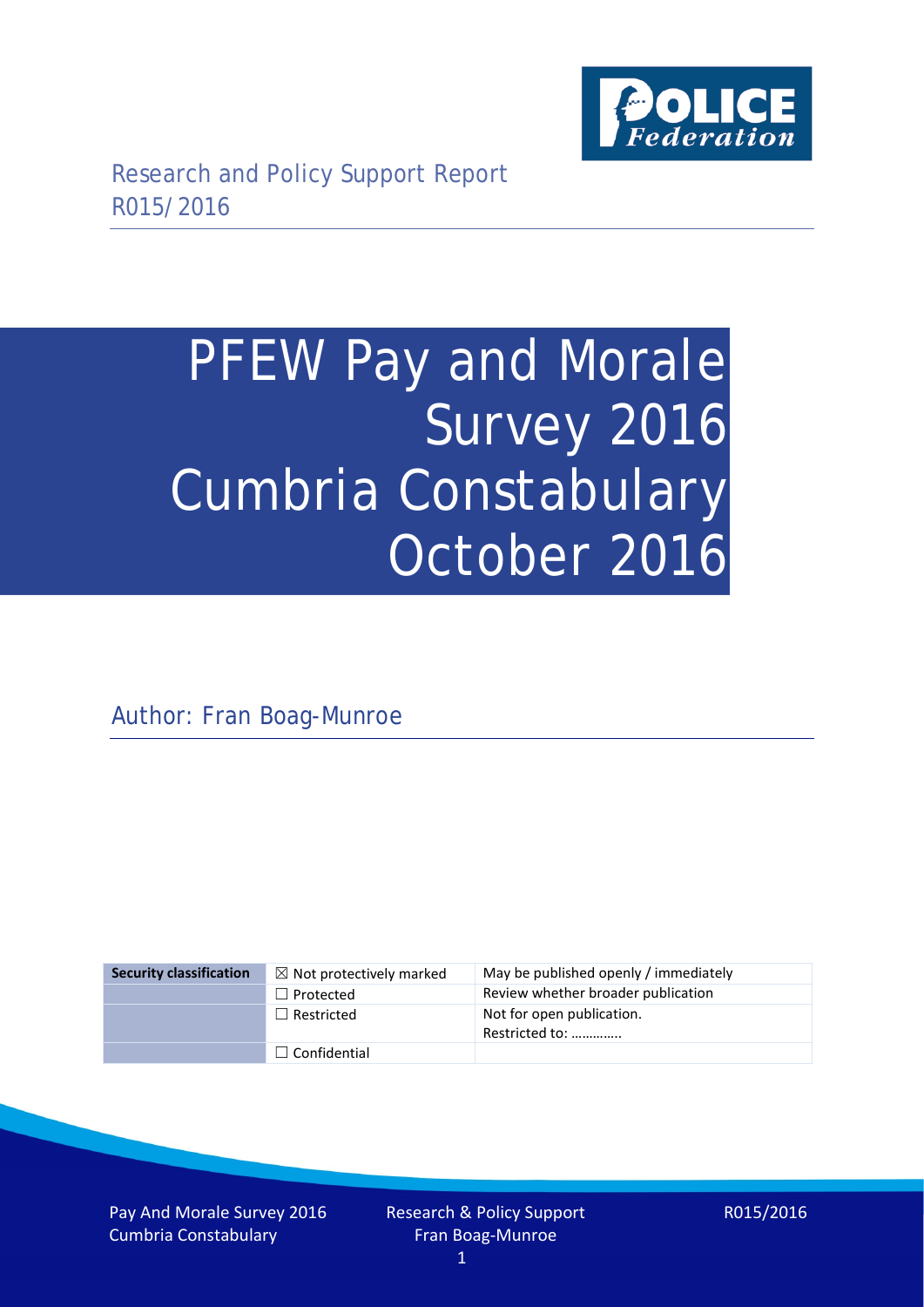Research and Policy Support Report
R015/2016

# PFEW Pay and Morale Survey 2016 Cumbria Constabulary October 2016

Author: Fran Boag-Munroe

| Security classification | ☒ Not protectively marked | May be published openly / immediately |
|---|---|---|
| | ☐ Protected | Review whether broader publication |
| | ☐ Restricted | Not for open publication. Restricted to: ………….. |
| | ☐ Confidential | |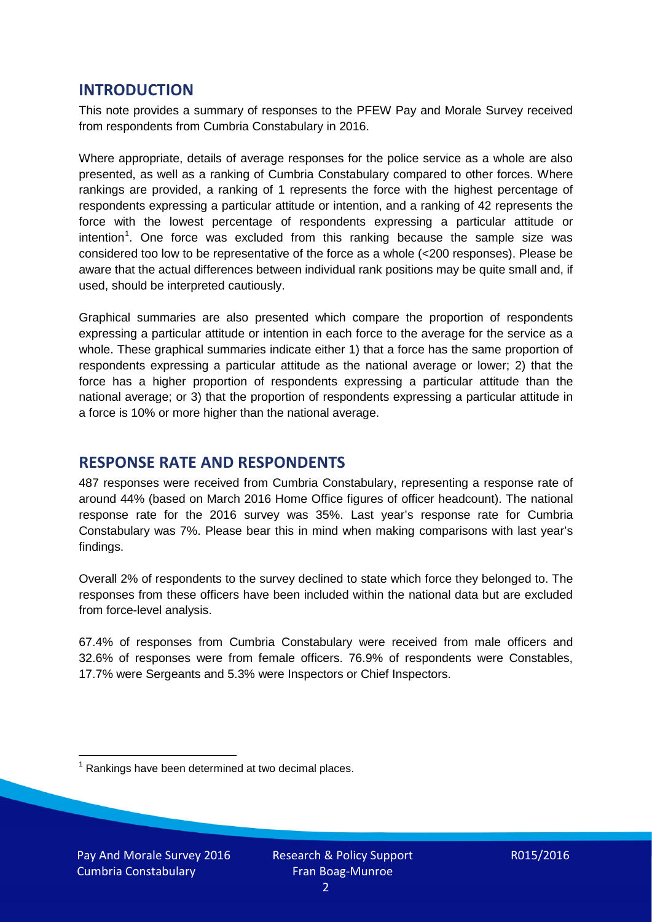## INTRODUCTION

This note provides a summary of responses to the PFEW Pay and Morale Survey received from respondents from Cumbria Constabulary in 2016.

Where appropriate, details of average responses for the police service as a whole are also presented, as well as a ranking of Cumbria Constabulary compared to other forces. Where rankings are provided, a ranking of 1 represents the force with the highest percentage of respondents expressing a particular attitude or intention, and a ranking of 42 represents the force with the lowest percentage of respondents expressing a particular attitude or intention[1]. One force was excluded from this ranking because the sample size was considered too low to be representative of the force as a whole (<200 responses). Please be aware that the actual differences between individual rank positions may be quite small and, if used, should be interpreted cautiously.

Graphical summaries are also presented which compare the proportion of respondents expressing a particular attitude or intention in each force to the average for the service as a whole. These graphical summaries indicate either 1) that a force has the same proportion of respondents expressing a particular attitude as the national average or lower; 2) that the force has a higher proportion of respondents expressing a particular attitude than the national average; or 3) that the proportion of respondents expressing a particular attitude in a force is 10% or more higher than the national average.

## RESPONSE RATE AND RESPONDENTS

487 responses were received from Cumbria Constabulary, representing a response rate of around 44% (based on March 2016 Home Office figures of officer headcount). The national response rate for the 2016 survey was 35%. Last year's response rate for Cumbria Constabulary was 7%. Please bear this in mind when making comparisons with last year's findings.

Overall 2% of respondents to the survey declined to state which force they belonged to. The responses from these officers have been included within the national data but are excluded from force-level analysis.

67.4% of responses from Cumbria Constabulary were received from male officers and 32.6% of responses were from female officers. 76.9% of respondents were Constables, 17.7% were Sergeants and 5.3% were Inspectors or Chief Inspectors.

[1] Rankings have been determined at two decimal places.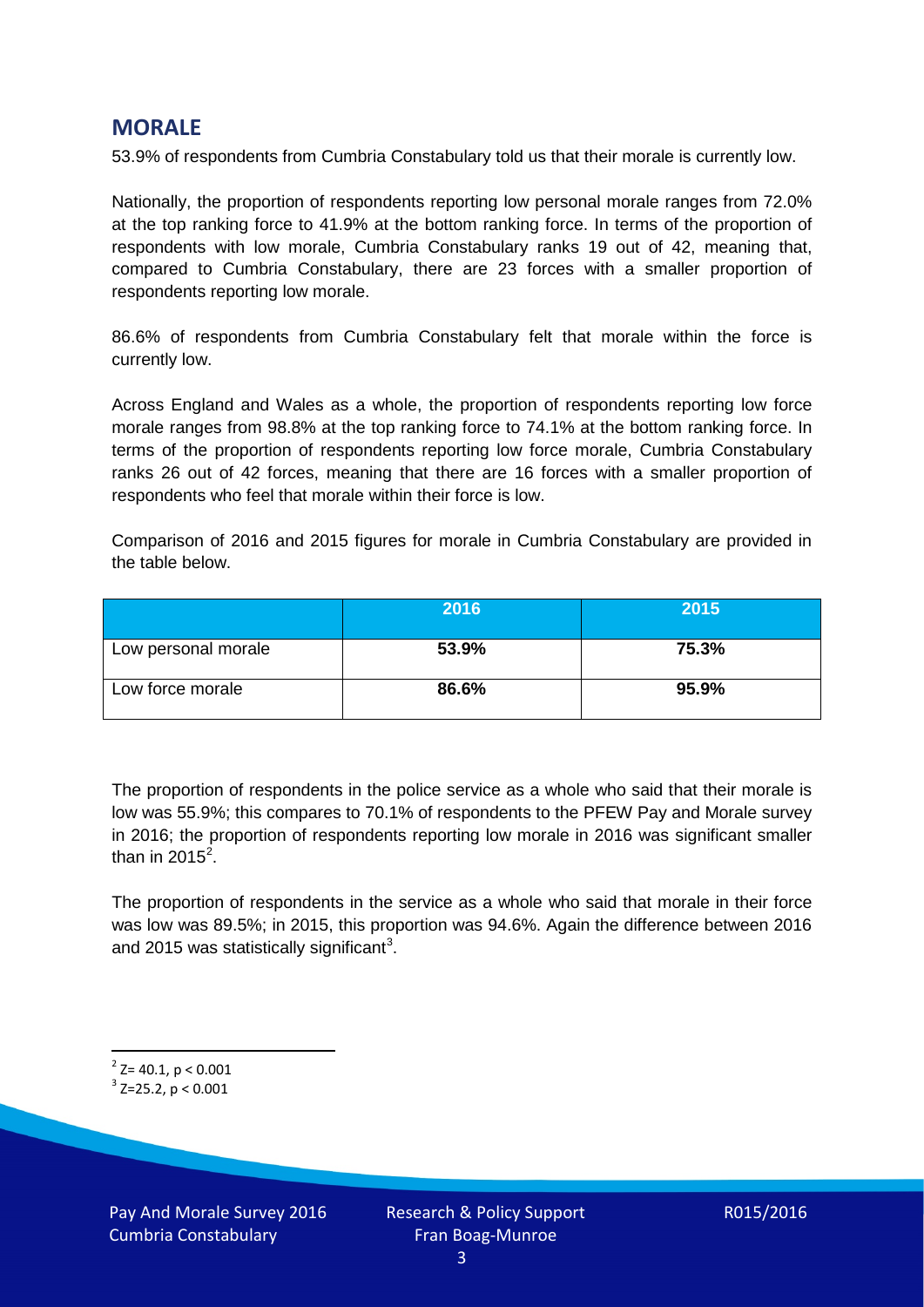## MORALE

53.9% of respondents from Cumbria Constabulary told us that their morale is currently low.

Nationally, the proportion of respondents reporting low personal morale ranges from 72.0% at the top ranking force to 41.9% at the bottom ranking force. In terms of the proportion of respondents with low morale, Cumbria Constabulary ranks 19 out of 42, meaning that, compared to Cumbria Constabulary, there are 23 forces with a smaller proportion of respondents reporting low morale.

86.6% of respondents from Cumbria Constabulary felt that morale within the force is currently low.

Across England and Wales as a whole, the proportion of respondents reporting low force morale ranges from 98.8% at the top ranking force to 74.1% at the bottom ranking force. In terms of the proportion of respondents reporting low force morale, Cumbria Constabulary ranks 26 out of 42 forces, meaning that there are 16 forces with a smaller proportion of respondents who feel that morale within their force is low.

Comparison of 2016 and 2015 figures for morale in Cumbria Constabulary are provided in the table below.

| | 2016 | 2015 |
|---|---|---|
| Low personal morale | **53.9%** | **75.3%** |
| Low force morale | **86.6%** | **95.9%** |

The proportion of respondents in the police service as a whole who said that their morale is low was 55.9%; this compares to 70.1% of respondents to the PFEW Pay and Morale survey in 2016; the proportion of respondents reporting low morale in 2016 was significant smaller than in 2015[2].

The proportion of respondents in the service as a whole who said that morale in their force was low was 89.5%; in 2015, this proportion was 94.6%. Again the difference between 2016 and 2015 was statistically significant[3].

[2] $Z= 40.1, p < 0.001$

[3] $Z=25.2, p < 0.001$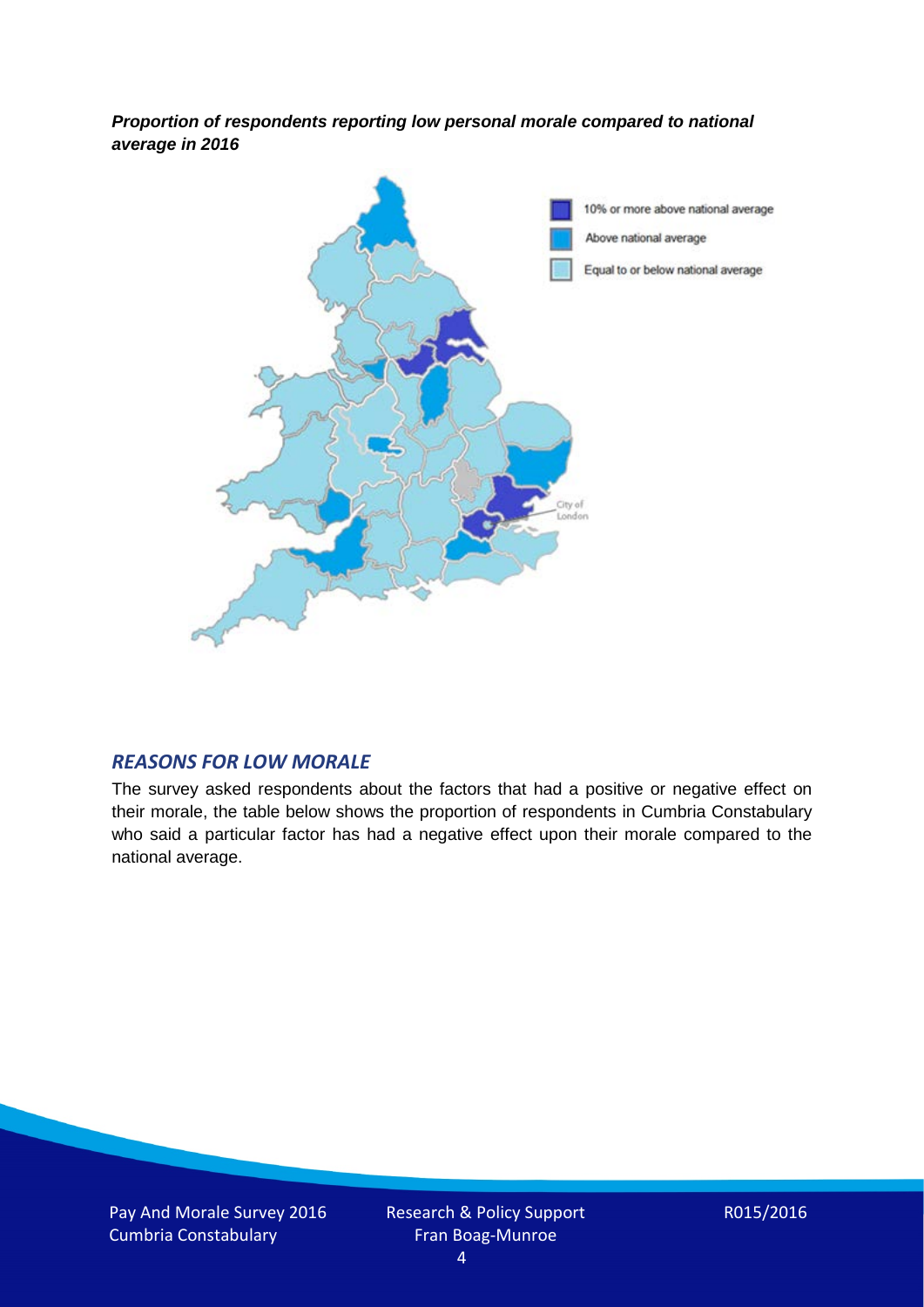***Proportion of respondents reporting low personal morale compared to national average in 2016***

10% or more above national average

Above national average

Equal to or below national average

City of London

## *REASONS FOR LOW MORALE*

The survey asked respondents about the factors that had a positive or negative effect on their morale, the table below shows the proportion of respondents in Cumbria Constabulary who said a particular factor has had a negative effect upon their morale compared to the national average.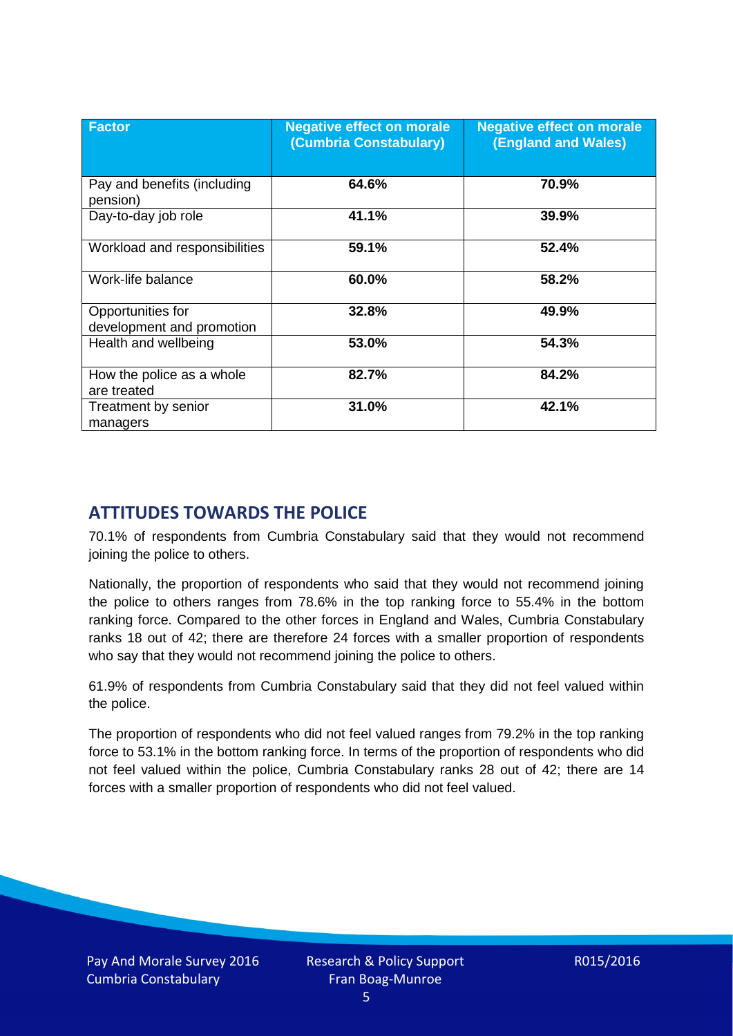| Factor | Negative effect on morale (Cumbria Constabulary) | Negative effect on morale (England and Wales) |
|---|---|---|
| Pay and benefits (including pension) | **64.6%** | **70.9%** |
| Day-to-day job role | **41.1%** | **39.9%** |
| Workload and responsibilities | **59.1%** | **52.4%** |
| Work-life balance | **60.0%** | **58.2%** |
| Opportunities for development and promotion | **32.8%** | **49.9%** |
| Health and wellbeing | **53.0%** | **54.3%** |
| How the police as a whole are treated | **82.7%** | **84.2%** |
| Treatment by senior managers | **31.0%** | **42.1%** |

## ATTITUDES TOWARDS THE POLICE

70.1% of respondents from Cumbria Constabulary said that they would not recommend joining the police to others.

Nationally, the proportion of respondents who said that they would not recommend joining the police to others ranges from 78.6% in the top ranking force to 55.4% in the bottom ranking force. Compared to the other forces in England and Wales, Cumbria Constabulary ranks 18 out of 42; there are therefore 24 forces with a smaller proportion of respondents who say that they would not recommend joining the police to others.

61.9% of respondents from Cumbria Constabulary said that they did not feel valued within the police.

The proportion of respondents who did not feel valued ranges from 79.2% in the top ranking force to 53.1% in the bottom ranking force. In terms of the proportion of respondents who did not feel valued within the police, Cumbria Constabulary ranks 28 out of 42; there are 14 forces with a smaller proportion of respondents who did not feel valued.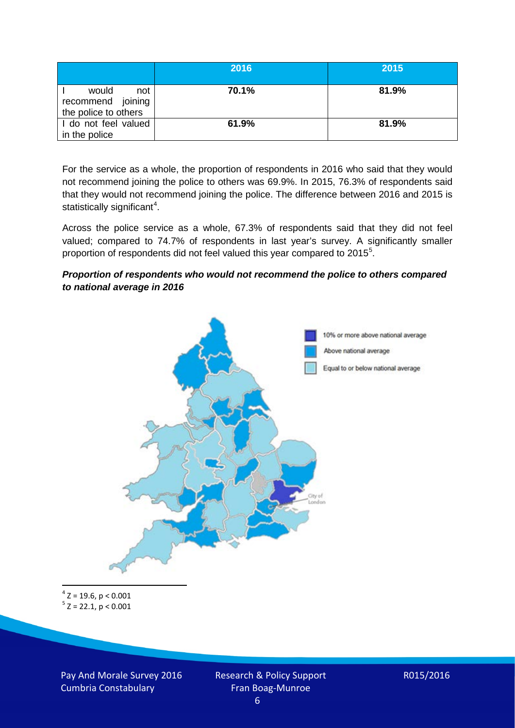|  | 2016 | 2015 |
|---|---|---|
| I would not recommend joining the police to others | **70.1%** | **81.9%** |
| I do not feel valued in the police | **61.9%** | **81.9%** |

For the service as a whole, the proportion of respondents in 2016 who said that they would not recommend joining the police to others was 69.9%. In 2015, 76.3% of respondents said that they would not recommend joining the police. The difference between 2016 and 2015 is statistically significant[4].

Across the police service as a whole, 67.3% of respondents said that they did not feel valued; compared to 74.7% of respondents in last year's survey. A significantly smaller proportion of respondents did not feel valued this year compared to 2015[5].

***Proportion of respondents who would not recommend the police to others compared to national average in 2016***

10% or more above national average

Above national average

Equal to or below national average

City of London

---

[4] $Z = 19.6$, $p < 0.001$

[5] $Z = 22.1$, $p < 0.001$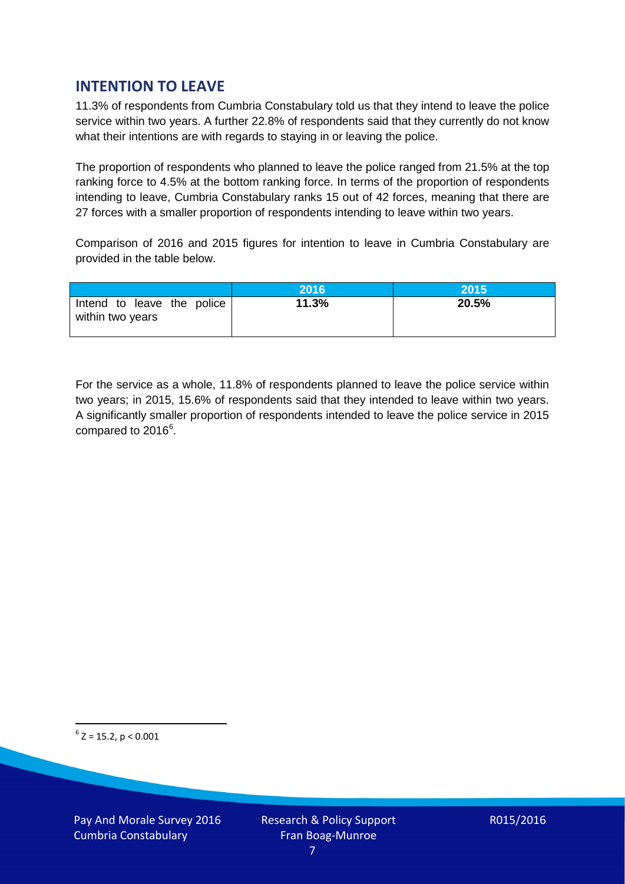## INTENTION TO LEAVE

11.3% of respondents from Cumbria Constabulary told us that they intend to leave the police service within two years. A further 22.8% of respondents said that they currently do not know what their intentions are with regards to staying in or leaving the police.

The proportion of respondents who planned to leave the police ranged from 21.5% at the top ranking force to 4.5% at the bottom ranking force. In terms of the proportion of respondents intending to leave, Cumbria Constabulary ranks 15 out of 42 forces, meaning that there are 27 forces with a smaller proportion of respondents intending to leave within two years.

Comparison of 2016 and 2015 figures for intention to leave in Cumbria Constabulary are provided in the table below.

| | 2016 | 2015 |
|---|---|---|
| Intend to leave the police within two years | **11.3%** | **20.5%** |

For the service as a whole, 11.8% of respondents planned to leave the police service within two years; in 2015, 15.6% of respondents said that they intended to leave within two years. A significantly smaller proportion of respondents intended to leave the police service in 2015 compared to 2016[6].

[6] $Z = 15.2$, $p < 0.001$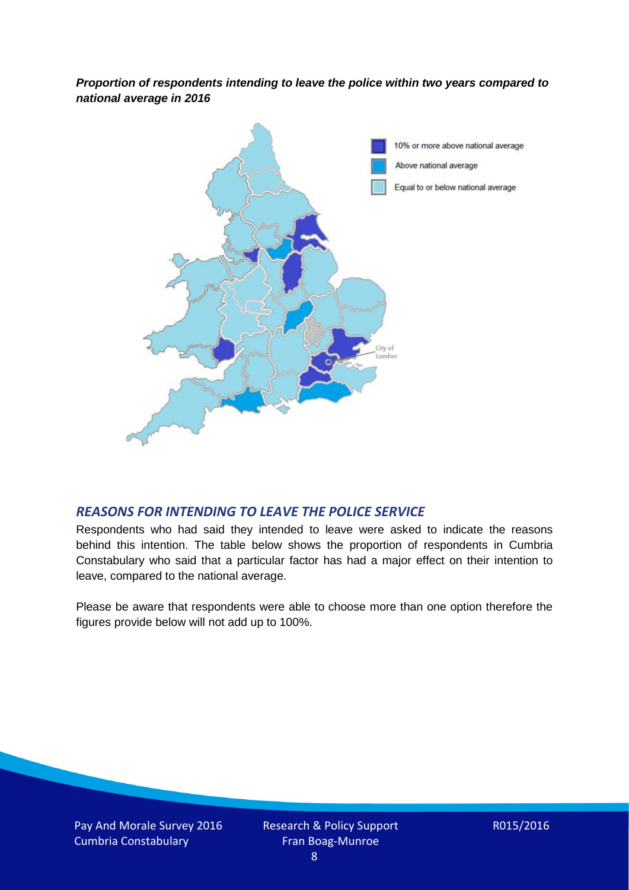***Proportion of respondents intending to leave the police within two years compared to national average in 2016***

10% or more above national average

Above national average

Equal to or below national average

City of London

## *REASONS FOR INTENDING TO LEAVE THE POLICE SERVICE*

Respondents who had said they intended to leave were asked to indicate the reasons behind this intention. The table below shows the proportion of respondents in Cumbria Constabulary who said that a particular factor has had a major effect on their intention to leave, compared to the national average.

Please be aware that respondents were able to choose more than one option therefore the figures provide below will not add up to 100%.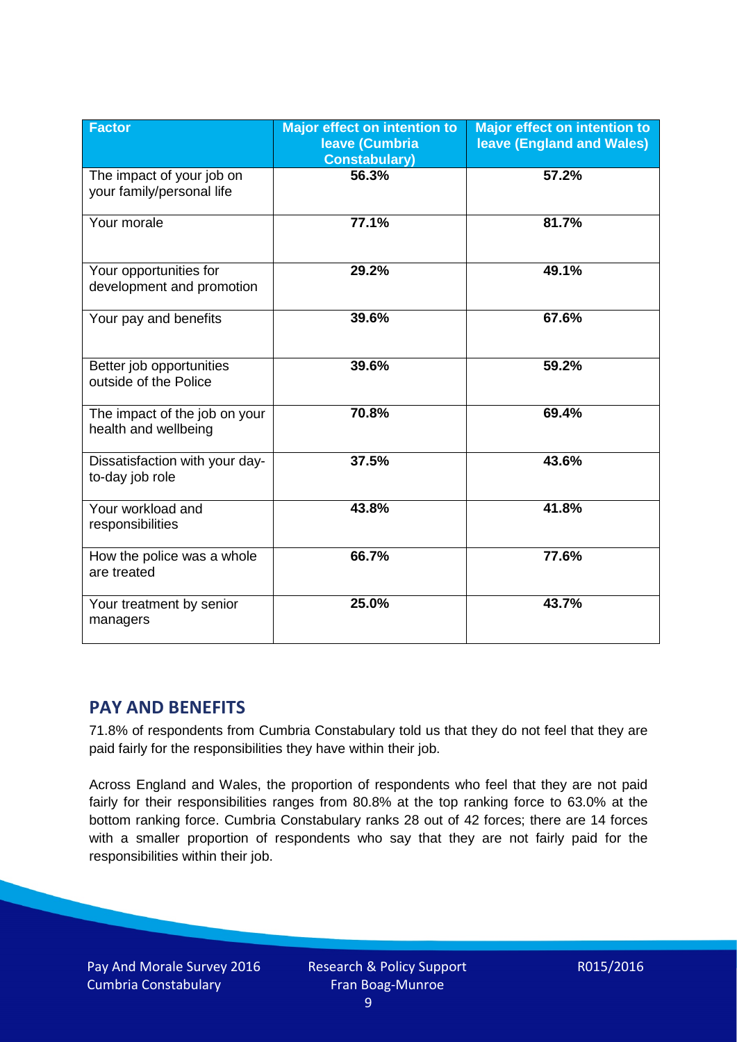| Factor | Major effect on intention to leave (Cumbria Constabulary) | Major effect on intention to leave (England and Wales) |
|---|---|---|
| The impact of your job on your family/personal life | 56.3% | 57.2% |
| Your morale | 77.1% | 81.7% |
| Your opportunities for development and promotion | 29.2% | 49.1% |
| Your pay and benefits | 39.6% | 67.6% |
| Better job opportunities outside of the Police | 39.6% | 59.2% |
| The impact of the job on your health and wellbeing | 70.8% | 69.4% |
| Dissatisfaction with your day-to-day job role | 37.5% | 43.6% |
| Your workload and responsibilities | 43.8% | 41.8% |
| How the police was a whole are treated | 66.7% | 77.6% |
| Your treatment by senior managers | 25.0% | 43.7% |

## PAY AND BENEFITS

71.8% of respondents from Cumbria Constabulary told us that they do not feel that they are paid fairly for the responsibilities they have within their job.

Across England and Wales, the proportion of respondents who feel that they are not paid fairly for their responsibilities ranges from 80.8% at the top ranking force to 63.0% at the bottom ranking force. Cumbria Constabulary ranks 28 out of 42 forces; there are 14 forces with a smaller proportion of respondents who say that they are not fairly paid for the responsibilities within their job.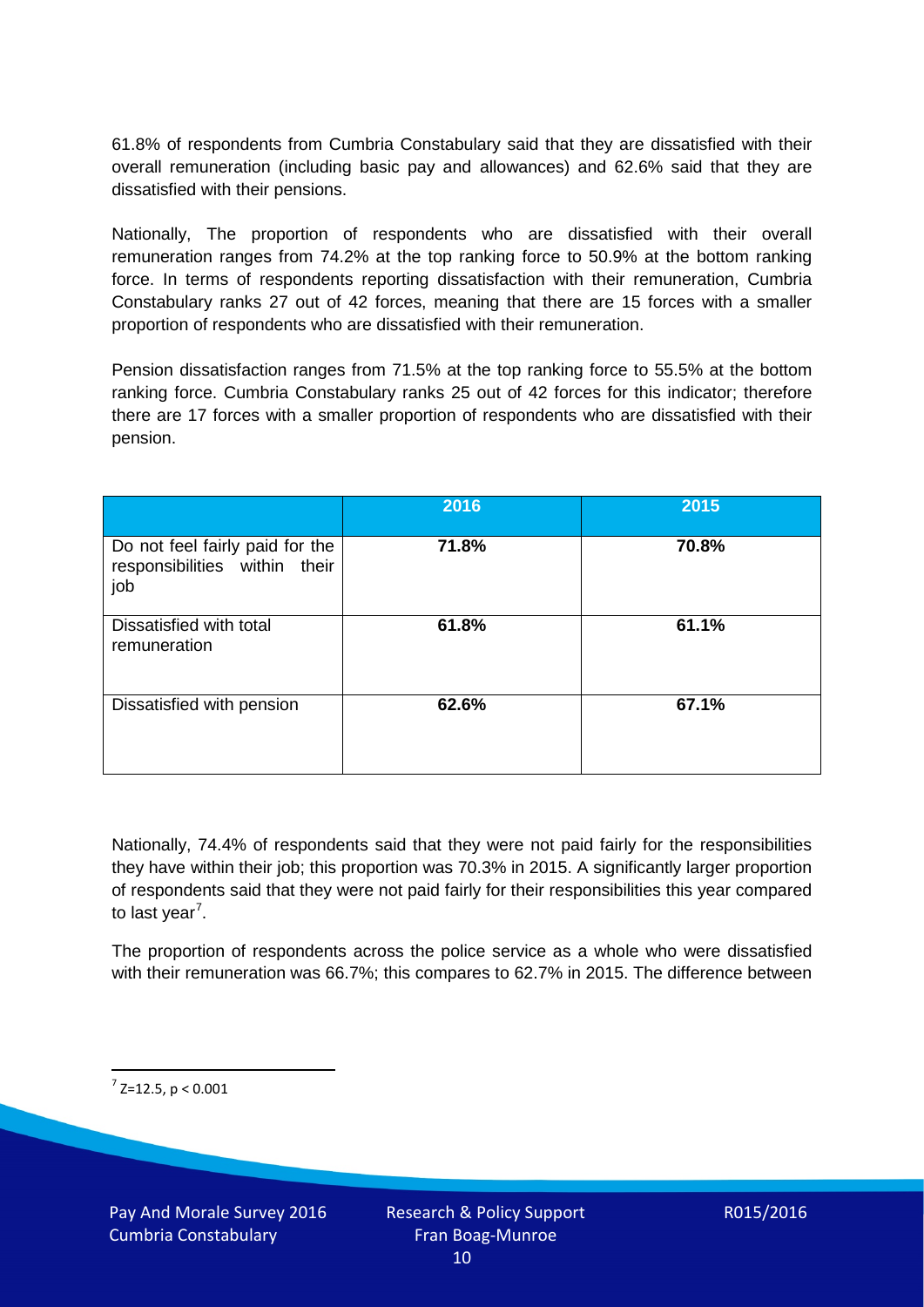61.8% of respondents from Cumbria Constabulary said that they are dissatisfied with their overall remuneration (including basic pay and allowances) and 62.6% said that they are dissatisfied with their pensions.

Nationally, The proportion of respondents who are dissatisfied with their overall remuneration ranges from 74.2% at the top ranking force to 50.9% at the bottom ranking force. In terms of respondents reporting dissatisfaction with their remuneration, Cumbria Constabulary ranks 27 out of 42 forces, meaning that there are 15 forces with a smaller proportion of respondents who are dissatisfied with their remuneration.

Pension dissatisfaction ranges from 71.5% at the top ranking force to 55.5% at the bottom ranking force. Cumbria Constabulary ranks 25 out of 42 forces for this indicator; therefore there are 17 forces with a smaller proportion of respondents who are dissatisfied with their pension.

| | 2016 | 2015 |
|---|---|---|
| Do not feel fairly paid for the responsibilities within their job | **71.8%** | **70.8%** |
| Dissatisfied with total remuneration | **61.8%** | **61.1%** |
| Dissatisfied with pension | **62.6%** | **67.1%** |

Nationally, 74.4% of respondents said that they were not paid fairly for the responsibilities they have within their job; this proportion was 70.3% in 2015. A significantly larger proportion of respondents said that they were not paid fairly for their responsibilities this year compared to last year[7].

The proportion of respondents across the police service as a whole who were dissatisfied with their remuneration was 66.7%; this compares to 62.7% in 2015. The difference between

[7] $Z=12.5$, $p < 0.001$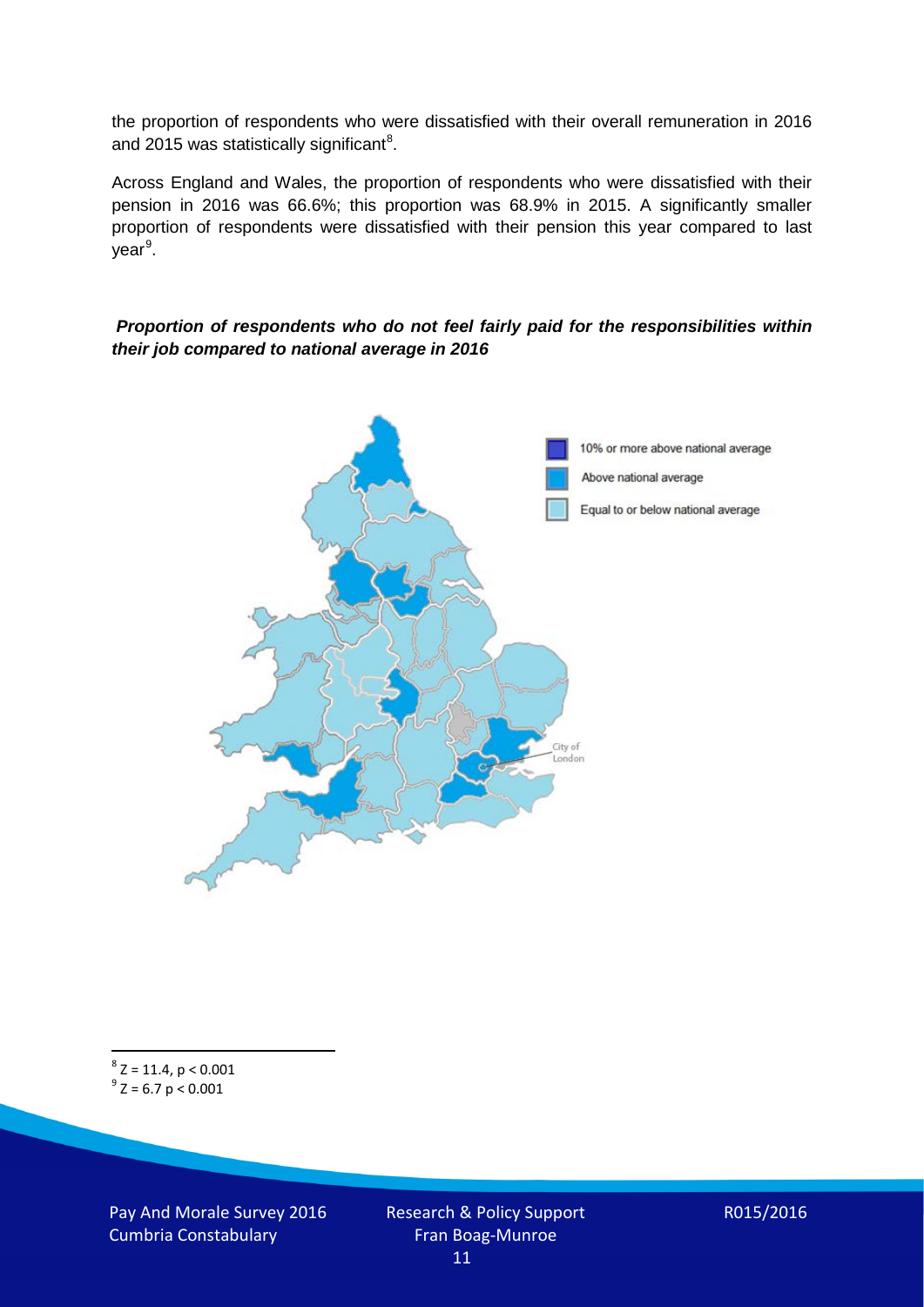the proportion of respondents who were dissatisfied with their overall remuneration in 2016 and 2015 was statistically significant[8].

Across England and Wales, the proportion of respondents who were dissatisfied with their pension in 2016 was 66.6%; this proportion was 68.9% in 2015. A significantly smaller proportion of respondents were dissatisfied with their pension this year compared to last year[9].

***Proportion of respondents who do not feel fairly paid for the responsibilities within their job compared to national average in 2016***

10% or more above national average

Above national average

Equal to or below national average

City of London

---

[8] $Z = 11.4$, $p < 0.001$

[9] $Z = 6.7$ $p < 0.001$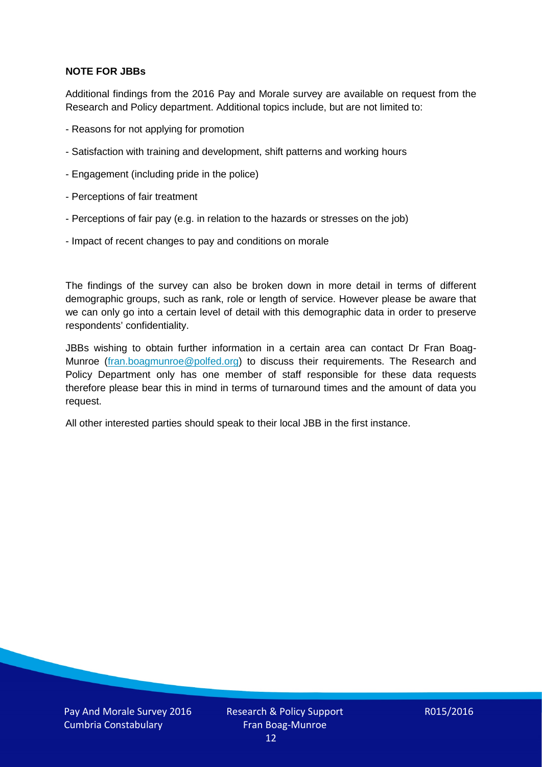**NOTE FOR JBBs**

Additional findings from the 2016 Pay and Morale survey are available on request from the Research and Policy department. Additional topics include, but are not limited to:

- Reasons for not applying for promotion
- Satisfaction with training and development, shift patterns and working hours
- Engagement (including pride in the police)
- Perceptions of fair treatment
- Perceptions of fair pay (e.g. in relation to the hazards or stresses on the job)
- Impact of recent changes to pay and conditions on morale

The findings of the survey can also be broken down in more detail in terms of different demographic groups, such as rank, role or length of service. However please be aware that we can only go into a certain level of detail with this demographic data in order to preserve respondents' confidentiality.

JBBs wishing to obtain further information in a certain area can contact Dr Fran Boag-Munroe (fran.boagmunroe@polfed.org) to discuss their requirements. The Research and Policy Department only has one member of staff responsible for these data requests therefore please bear this in mind in terms of turnaround times and the amount of data you request.

All other interested parties should speak to their local JBB in the first instance.